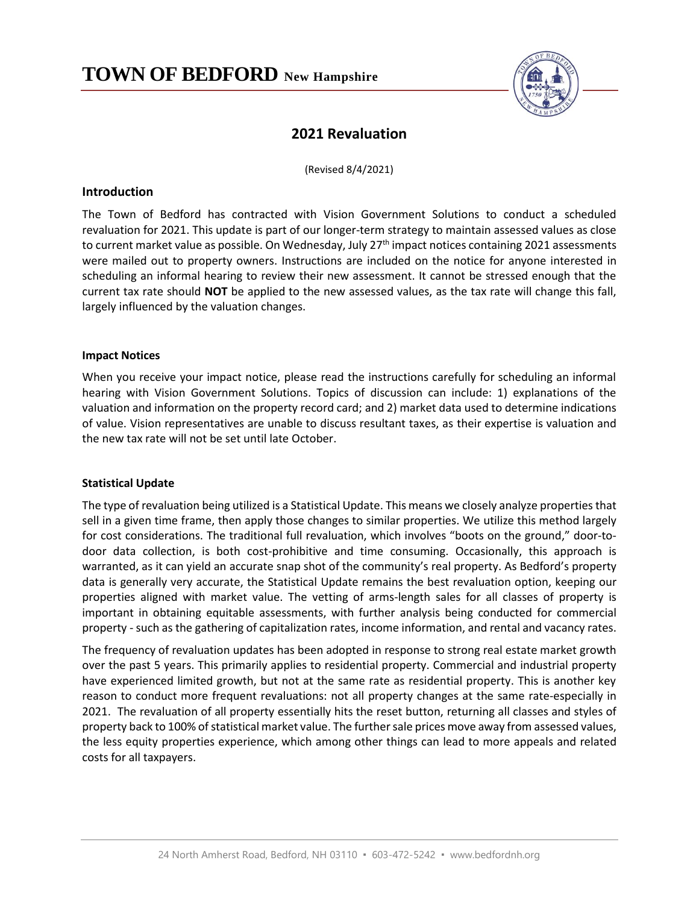# TOWN OF BEDFORD New Hampshire

## 2021 Revaluation

(Revised 8/4/2021)

### Introduction

The Town of Bedford has contracted with Vision Government Solutions to conduct a scheduled revaluation for 2021. This update is part of our longer-term strategy to maintain assessed values as close to current market value as possible. On Wednesday, July 27th impact notices containing 2021 assessments were mailed out to property owners. Instructions are included on the notice for anyone interested in scheduling an informal hearing to review their new assessment. It cannot be stressed enough that the current tax rate should **NOT** be applied to the new assessed values, as the tax rate will change this fall, largely influenced by the valuation changes.

**Impact Notices**

When you receive your impact notice, please read the instructions carefully for scheduling an informal hearing with Vision Government Solutions. Topics of discussion can include: 1) explanations of the valuation and information on the property record card; and 2) market data used to determine indications of value. Vision representatives are unable to discuss resultant taxes, as their expertise is valuation and the new tax rate will not be set until late October.

**Statistical Update**

The type of revaluation being utilized is a Statistical Update. This means we closely analyze properties that sell in a given time frame, then apply those changes to similar properties. We utilize this method largely for cost considerations. The traditional full revaluation, which involves "boots on the ground," door-to-door data collection, is both cost-prohibitive and time consuming. Occasionally, this approach is warranted, as it can yield an accurate snap shot of the community's real property. As Bedford's property data is generally very accurate, the Statistical Update remains the best revaluation option, keeping our properties aligned with market value. The vetting of arms-length sales for all classes of property is important in obtaining equitable assessments, with further analysis being conducted for commercial property - such as the gathering of capitalization rates, income information, and rental and vacancy rates.

The frequency of revaluation updates has been adopted in response to strong real estate market growth over the past 5 years. This primarily applies to residential property. Commercial and industrial property have experienced limited growth, but not at the same rate as residential property. This is another key reason to conduct more frequent revaluations: not all property changes at the same rate-especially in 2021. The revaluation of all property essentially hits the reset button, returning all classes and styles of property back to 100% of statistical market value. The further sale prices move away from assessed values, the less equity properties experience, which among other things can lead to more appeals and related costs for all taxpayers.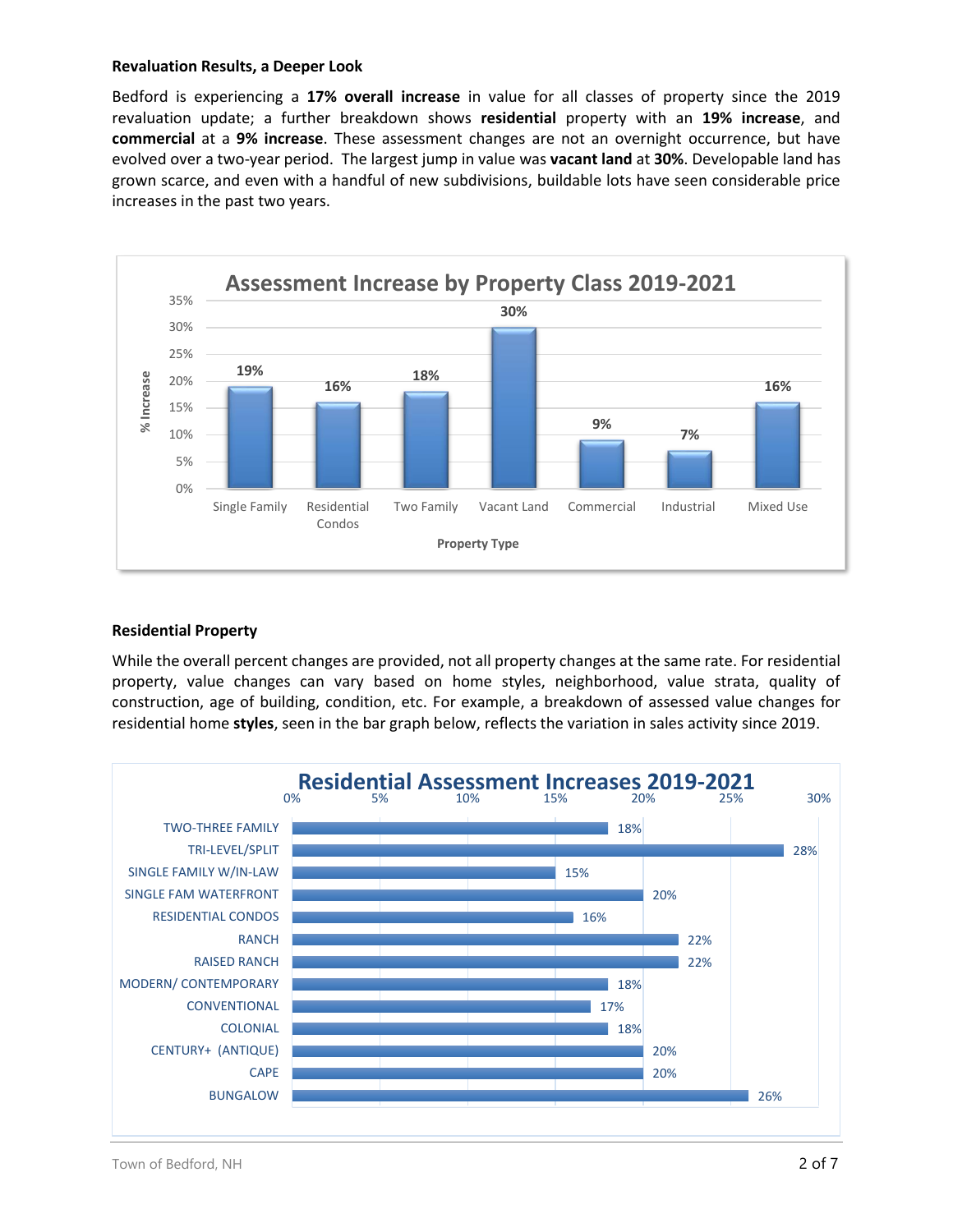**Revaluation Results, a Deeper Look**

Bedford is experiencing a **17% overall increase** in value for all classes of property since the 2019 revaluation update; a further breakdown shows **residential** property with an **19% increase**, and **commercial** at a **9% increase**. These assessment changes are not an overnight occurrence, but have evolved over a two-year period. The largest jump in value was **vacant land** at **30%**. Developable land has grown scarce, and even with a handful of new subdivisions, buildable lots have seen considerable price increases in the past two years.

**Assessment Increase by Property Class 2019-2021**

| Property Type | % Increase |
|---|---|
| Single Family | 19% |
| Residential Condos | 16% |
| Two Family | 18% |
| Vacant Land | 30% |
| Commercial | 9% |
| Industrial | 7% |
| Mixed Use | 16% |

**Residential Property**

While the overall percent changes are provided, not all property changes at the same rate. For residential property, value changes can vary based on home styles, neighborhood, value strata, quality of construction, age of building, condition, etc. For example, a breakdown of assessed value changes for residential home **styles**, seen in the bar graph below, reflects the variation in sales activity since 2019.

**Residential Assessment Increases 2019-2021**

| Style | Increase |
|---|---|
| TWO-THREE FAMILY | 18% |
| TRI-LEVEL/SPLIT | 28% |
| SINGLE FAMILY W/IN-LAW | 15% |
| SINGLE FAM WATERFRONT | 20% |
| RESIDENTIAL CONDOS | 16% |
| RANCH | 22% |
| RAISED RANCH | 22% |
| MODERN/ CONTEMPORARY | 18% |
| CONVENTIONAL | 17% |
| COLONIAL | 18% |
| CENTURY+ (ANTIQUE) | 20% |
| CAPE | 20% |
| BUNGALOW | 26% |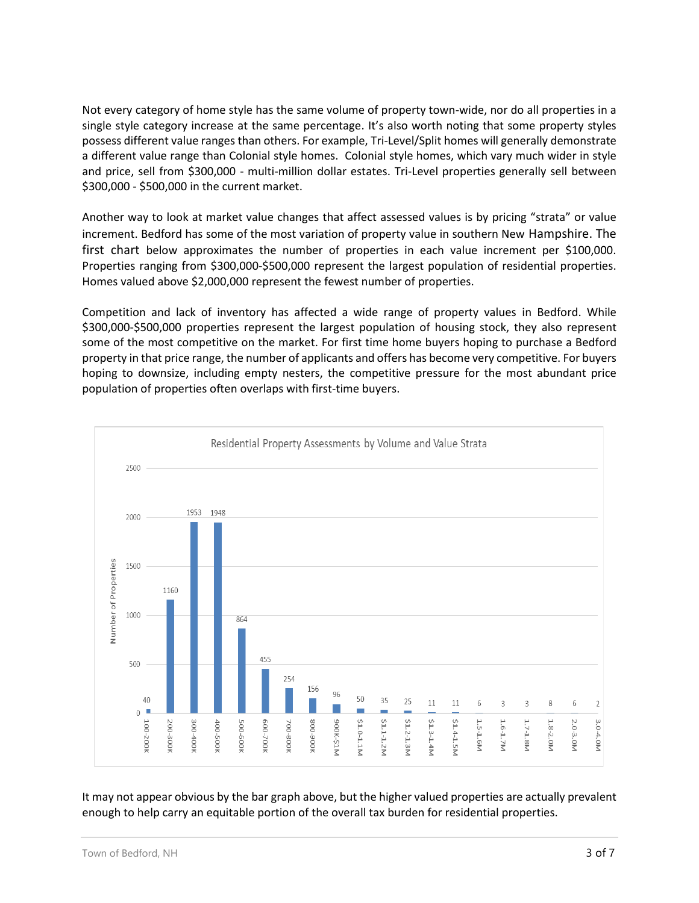Not every category of home style has the same volume of property town-wide, nor do all properties in a single style category increase at the same percentage. It's also worth noting that some property styles possess different value ranges than others. For example, Tri-Level/Split homes will generally demonstrate a different value range than Colonial style homes. Colonial style homes, which vary much wider in style and price, sell from $300,000 - multi-million dollar estates. Tri-Level properties generally sell between $300,000 - $500,000 in the current market.

Another way to look at market value changes that affect assessed values is by pricing "strata" or value increment. Bedford has some of the most variation of property value in southern New Hampshire. The first chart below approximates the number of properties in each value increment per $100,000. Properties ranging from $300,000-$500,000 represent the largest population of residential properties. Homes valued above $2,000,000 represent the fewest number of properties.

Competition and lack of inventory has affected a wide range of property values in Bedford. While $300,000-$500,000 properties represent the largest population of housing stock, they also represent some of the most competitive on the market. For first time home buyers hoping to purchase a Bedford property in that price range, the number of applicants and offers has become very competitive. For buyers hoping to downsize, including empty nesters, the competitive pressure for the most abundant price population of properties often overlaps with first-time buyers.

**Residential Property Assessments by Volume and Value Strata**

| Value Strata | Number of Properties |
|---|---|
| 100-200K | 40 |
| 200-300K | 1160 |
| 300-400K | 1953 |
| 400-500K | 1948 |
| 500-600K | 864 |
| 600-700K | 455 |
| 700-800K | 254 |
| 800-900K | 156 |
| 900K-$1M | 96 |
| $1.0-1.1M | 50 |
| $1.1-1.2M | 35 |
| $1.2-1.3M | 25 |
| $1.3-1.4M | 11 |
| $1.4-1.5M | 11 |
| 1.5-1.6M | 6 |
| 1.6-1.7M | 3 |
| 1.7-1.8M | 3 |
| 1.8-2.0M | 8 |
| 2.0-3.0M | 6 |
| 3.0-4.0M | 2 |

It may not appear obvious by the bar graph above, but the higher valued properties are actually prevalent enough to help carry an equitable portion of the overall tax burden for residential properties.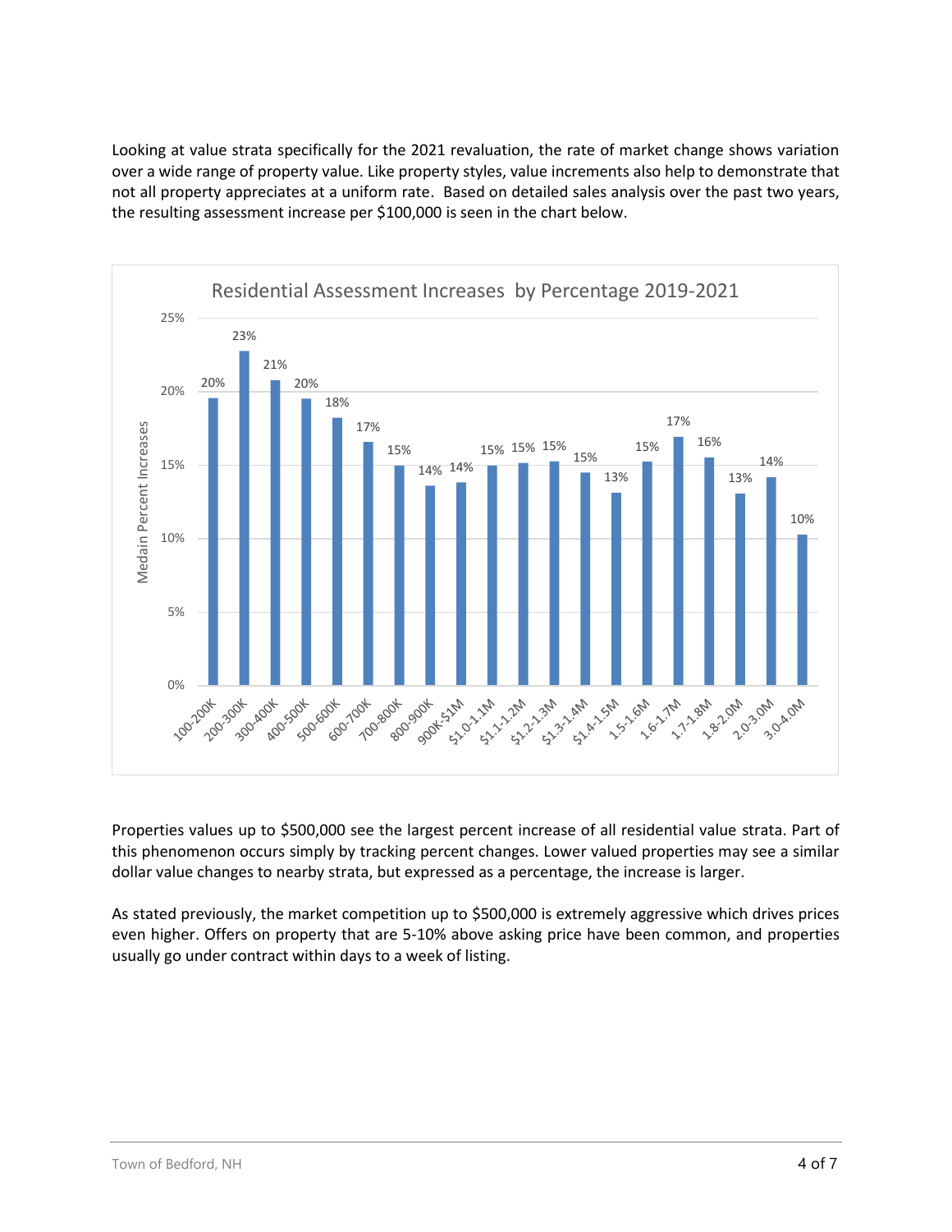Looking at value strata specifically for the 2021 revaluation, the rate of market change shows variation over a wide range of property value. Like property styles, value increments also help to demonstrate that not all property appreciates at a uniform rate. Based on detailed sales analysis over the past two years, the resulting assessment increase per $100,000 is seen in the chart below.

**Residential Assessment Increases by Percentage 2019-2021**

| Value Strata | Medain Percent Increases |
|---|---|
| 100-200K | 20% |
| 200-300K | 23% |
| 300-400K | 21% |
| 400-500K | 20% |
| 500-600K | 18% |
| 600-700K | 17% |
| 700-800K | 15% |
| 800-900K | 14% |
| 900K-$1M | 14% |
| $1.0-1.1M | 15% |
| $1.1-1.2M | 15% |
| $1.2-1.3M | 15% |
| $1.3-1.4M | 15% |
| $1.4-1.5M | 13% |
| 1.5-1.6M | 15% |
| 1.6-1.7M | 17% |
| 1.7-1.8M | 16% |
| 1.8-2.0M | 13% |
| 2.0-3.0M | 14% |
| 3.0-4.0M | 10% |

Properties values up to $500,000 see the largest percent increase of all residential value strata. Part of this phenomenon occurs simply by tracking percent changes. Lower valued properties may see a similar dollar value changes to nearby strata, but expressed as a percentage, the increase is larger.

As stated previously, the market competition up to $500,000 is extremely aggressive which drives prices even higher. Offers on property that are 5-10% above asking price have been common, and properties usually go under contract within days to a week of listing.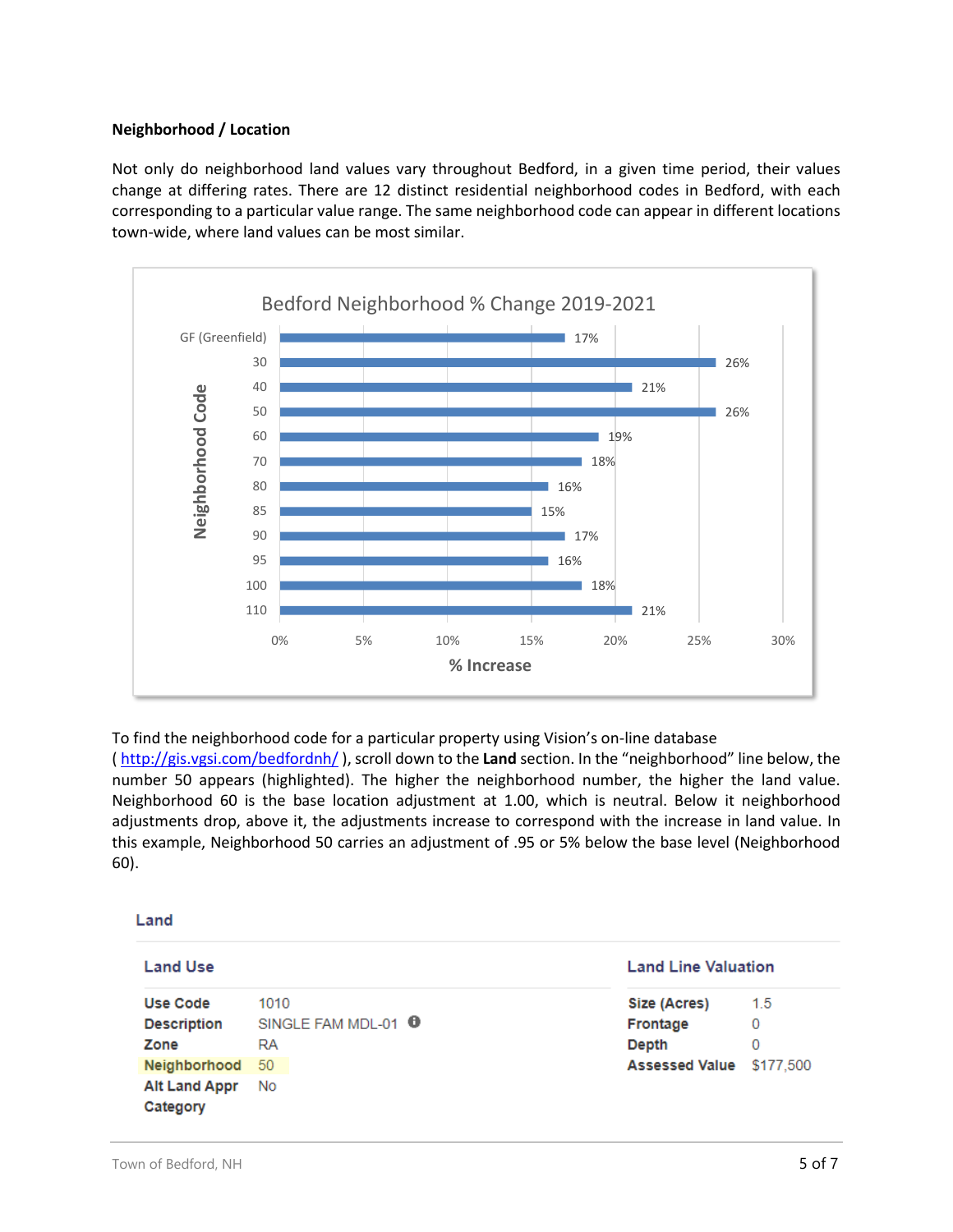**Neighborhood / Location**

Not only do neighborhood land values vary throughout Bedford, in a given time period, their values change at differing rates. There are 12 distinct residential neighborhood codes in Bedford, with each corresponding to a particular value range. The same neighborhood code can appear in different locations town-wide, where land values can be most similar.

**Bedford Neighborhood % Change 2019-2021**

| Neighborhood Code | % Increase |
|---|---|
| GF (Greenfield) | 17% |
| 30 | 26% |
| 40 | 21% |
| 50 | 26% |
| 60 | 19% |
| 70 | 18% |
| 80 | 16% |
| 85 | 15% |
| 90 | 17% |
| 95 | 16% |
| 100 | 18% |
| 110 | 21% |

To find the neighborhood code for a particular property using Vision's on-line database ( http://gis.vgsi.com/bedfordnh/ ), scroll down to the **Land** section. In the "neighborhood" line below, the number 50 appears (highlighted). The higher the neighborhood number, the higher the land value. Neighborhood 60 is the base location adjustment at 1.00, which is neutral. Below it neighborhood adjustments drop, above it, the adjustments increase to correspond with the increase in land value. In this example, Neighborhood 50 carries an adjustment of .95 or 5% below the base level (Neighborhood 60).

**Land**

| Land Use | | Land Line Valuation | |
|---|---|---|---|
| **Use Code** | 1010 | **Size (Acres)** | 1.5 |
| **Description** | SINGLE FAM MDL-01 | **Frontage** | 0 |
| **Zone** | RA | **Depth** | 0 |
| **Neighborhood** | 50 | **Assessed Value** | $177,500 |
| **Alt Land Appr** | No | | |
| **Category** | | | |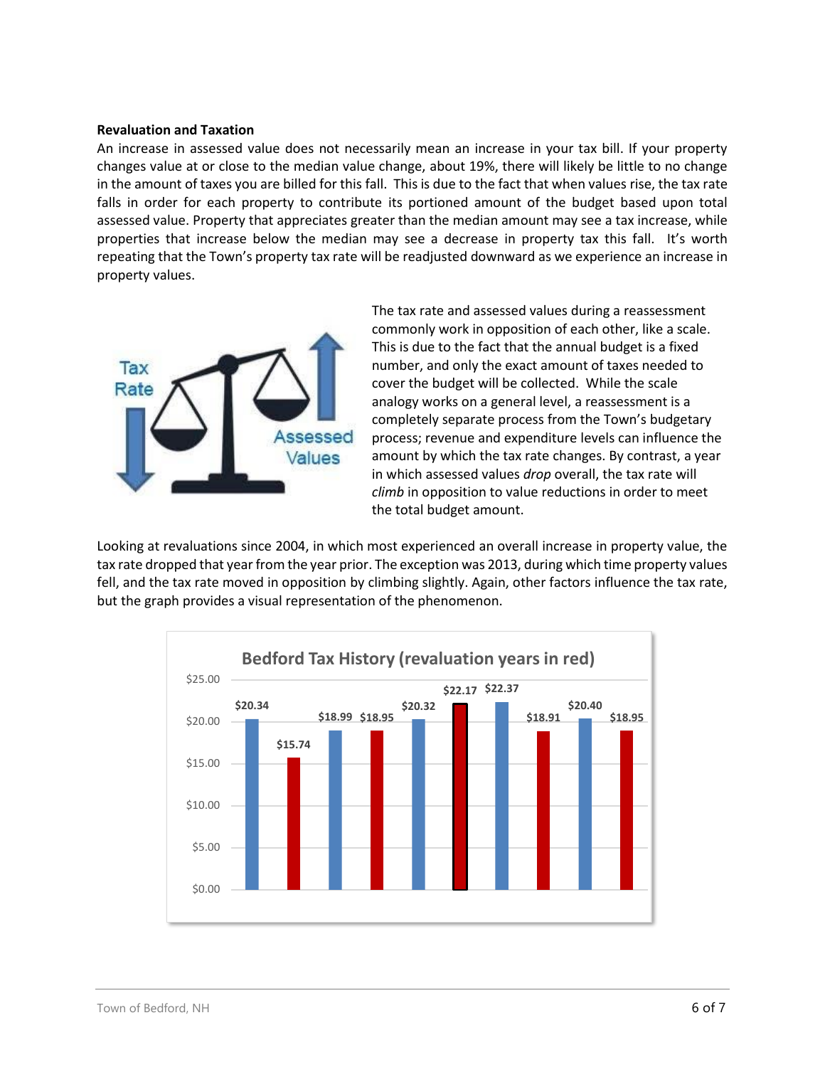**Revaluation and Taxation**

An increase in assessed value does not necessarily mean an increase in your tax bill. If your property changes value at or close to the median value change, about 19%, there will likely be little to no change in the amount of taxes you are billed for this fall. This is due to the fact that when values rise, the tax rate falls in order for each property to contribute its portioned amount of the budget based upon total assessed value. Property that appreciates greater than the median amount may see a tax increase, while properties that increase below the median may see a decrease in property tax this fall. It's worth repeating that the Town's property tax rate will be readjusted downward as we experience an increase in property values.

The tax rate and assessed values during a reassessment commonly work in opposition of each other, like a scale. This is due to the fact that the annual budget is a fixed number, and only the exact amount of taxes needed to cover the budget will be collected. While the scale analogy works on a general level, a reassessment is a completely separate process from the Town's budgetary process; revenue and expenditure levels can influence the amount by which the tax rate changes. By contrast, a year in which assessed values *drop* overall, the tax rate will *climb* in opposition to value reductions in order to meet the total budget amount.

Looking at revaluations since 2004, in which most experienced an overall increase in property value, the tax rate dropped that year from the year prior. The exception was 2013, during which time property values fell, and the tax rate moved in opposition by climbing slightly. Again, other factors influence the tax rate, but the graph provides a visual representation of the phenomenon.

**Bedford Tax History (revaluation years in red)**

| Bar | Tax Rate | Revaluation year |
|---|---|---|
| 1 | $20.34 | No |
| 2 | $15.74 | Yes |
| 3 | $18.99 | No |
| 4 | $18.95 | Yes |
| 5 | $20.32 | No |
| 6 | $22.17 | Yes |
| 7 | $22.37 | No |
| 8 | $18.91 | Yes |
| 9 | $20.40 | No |
| 10 | $18.95 | Yes |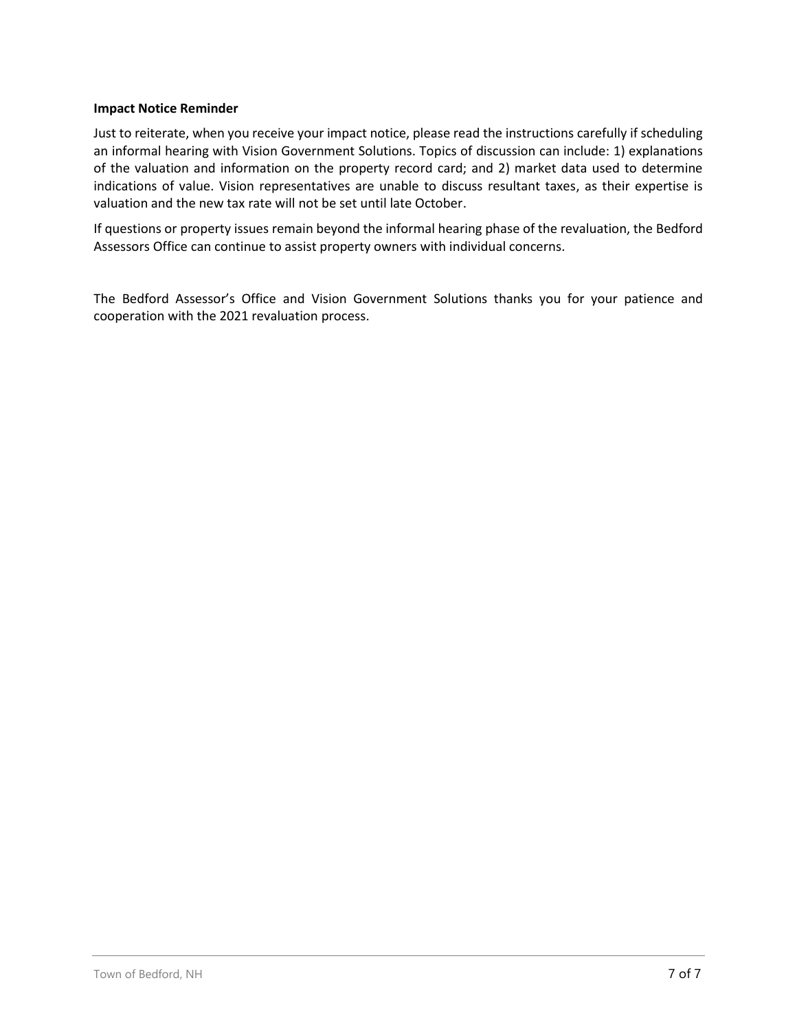**Impact Notice Reminder**

Just to reiterate, when you receive your impact notice, please read the instructions carefully if scheduling an informal hearing with Vision Government Solutions. Topics of discussion can include: 1) explanations of the valuation and information on the property record card; and 2) market data used to determine indications of value. Vision representatives are unable to discuss resultant taxes, as their expertise is valuation and the new tax rate will not be set until late October.

If questions or property issues remain beyond the informal hearing phase of the revaluation, the Bedford Assessors Office can continue to assist property owners with individual concerns.

The Bedford Assessor's Office and Vision Government Solutions thanks you for your patience and cooperation with the 2021 revaluation process.